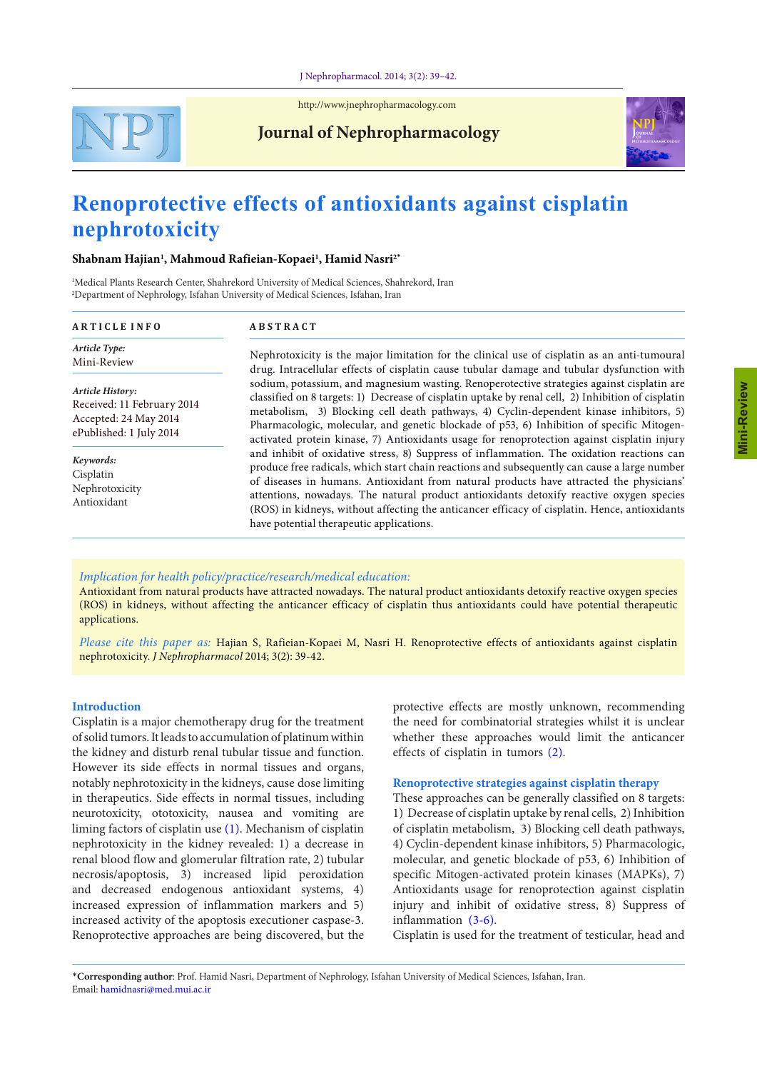# Renoprotective effects of antioxidants against cisplatin nephrotoxicity

**Shabnam Hajian[1], Mahmoud Rafieian-Kopaei[1], Hamid Nasri[2]***

[1]Medical Plants Research Center, Shahrekord University of Medical Sciences, Shahrekord, Iran
[2]Department of Nephrology, Isfahan University of Medical Sciences, Isfahan, Iran

**ARTICLE INFO**

*Article Type:*
Mini-Review

*Article History:*
Received: 11 February 2014
Accepted: 24 May 2014
ePublished: 1 July 2014

*Keywords:*
Cisplatin
Nephrotoxicity
Antioxidant

**ABSTRACT**

Nephrotoxicity is the major limitation for the clinical use of cisplatin as an anti-tumoural drug. Intracellular effects of cisplatin cause tubular damage and tubular dysfunction with sodium, potassium, and magnesium wasting. Renoperotective strategies against cisplatin are classified on 8 targets: 1) Decrease of cisplatin uptake by renal cell, 2) Inhibition of cisplatin metabolism, 3) Blocking cell death pathways, 4) Cyclin-dependent kinase inhibitors, 5) Pharmacologic, molecular, and genetic blockade of p53, 6) Inhibition of specific Mitogen-activated protein kinase, 7) Antioxidants usage for renoprotection against cisplatin injury and inhibit of oxidative stress, 8) Suppress of inflammation. The oxidation reactions can produce free radicals, which start chain reactions and subsequently can cause a large number of diseases in humans. Antioxidant from natural products have attracted the physicians' attentions, nowadays. The natural product antioxidants detoxify reactive oxygen species (ROS) in kidneys, without affecting the anticancer efficacy of cisplatin. Hence, antioxidants have potential therapeutic applications.

*Implication for health policy/practice/research/medical education:*
Antioxidant from natural products have attracted nowadays. The natural product antioxidants detoxify reactive oxygen species (ROS) in kidneys, without affecting the anticancer efficacy of cisplatin thus antioxidants could have potential therapeutic applications.

*Please cite this paper as:* Hajian S, Rafieian-Kopaei M, Nasri H. Renoprotective effects of antioxidants against cisplatin nephrotoxicity. *J Nephropharmacol* 2014; 3(2): 39-42.

## Introduction

Cisplatin is a major chemotherapy drug for the treatment of solid tumors. It leads to accumulation of platinum within the kidney and disturb renal tubular tissue and function. However its side effects in normal tissues and organs, notably nephrotoxicity in the kidneys, cause dose limiting in therapeutics. Side effects in normal tissues, including neurotoxicity, ototoxicity, nausea and vomiting are liming factors of cisplatin use (1). Mechanism of cisplatin nephrotoxicity in the kidney revealed: 1) a decrease in renal blood flow and glomerular filtration rate, 2) tubular necrosis/apoptosis, 3) increased lipid peroxidation and decreased endogenous antioxidant systems, 4) increased expression of inflammation markers and 5) increased activity of the apoptosis executioner caspase-3. Renoprotective approaches are being discovered, but the protective effects are mostly unknown, recommending the need for combinatorial strategies whilst it is unclear whether these approaches would limit the anticancer effects of cisplatin in tumors (2).

## Renoprotective strategies against cisplatin therapy

These approaches can be generally classified on 8 targets: 1) Decrease of cisplatin uptake by renal cells, 2) Inhibition of cisplatin metabolism, 3) Blocking cell death pathways, 4) Cyclin-dependent kinase inhibitors, 5) Pharmacologic, molecular, and genetic blockade of p53, 6) Inhibition of specific Mitogen-activated protein kinases (MAPKs), 7) Antioxidants usage for renoprotection against cisplatin injury and inhibit of oxidative stress, 8) Suppress of inflammation (3-6).

Cisplatin is used for the treatment of testicular, head and

*Corresponding author: Prof. Hamid Nasri, Department of Nephrology, Isfahan University of Medical Sciences, Isfahan, Iran. Email: hamidnasri@med.mui.ac.ir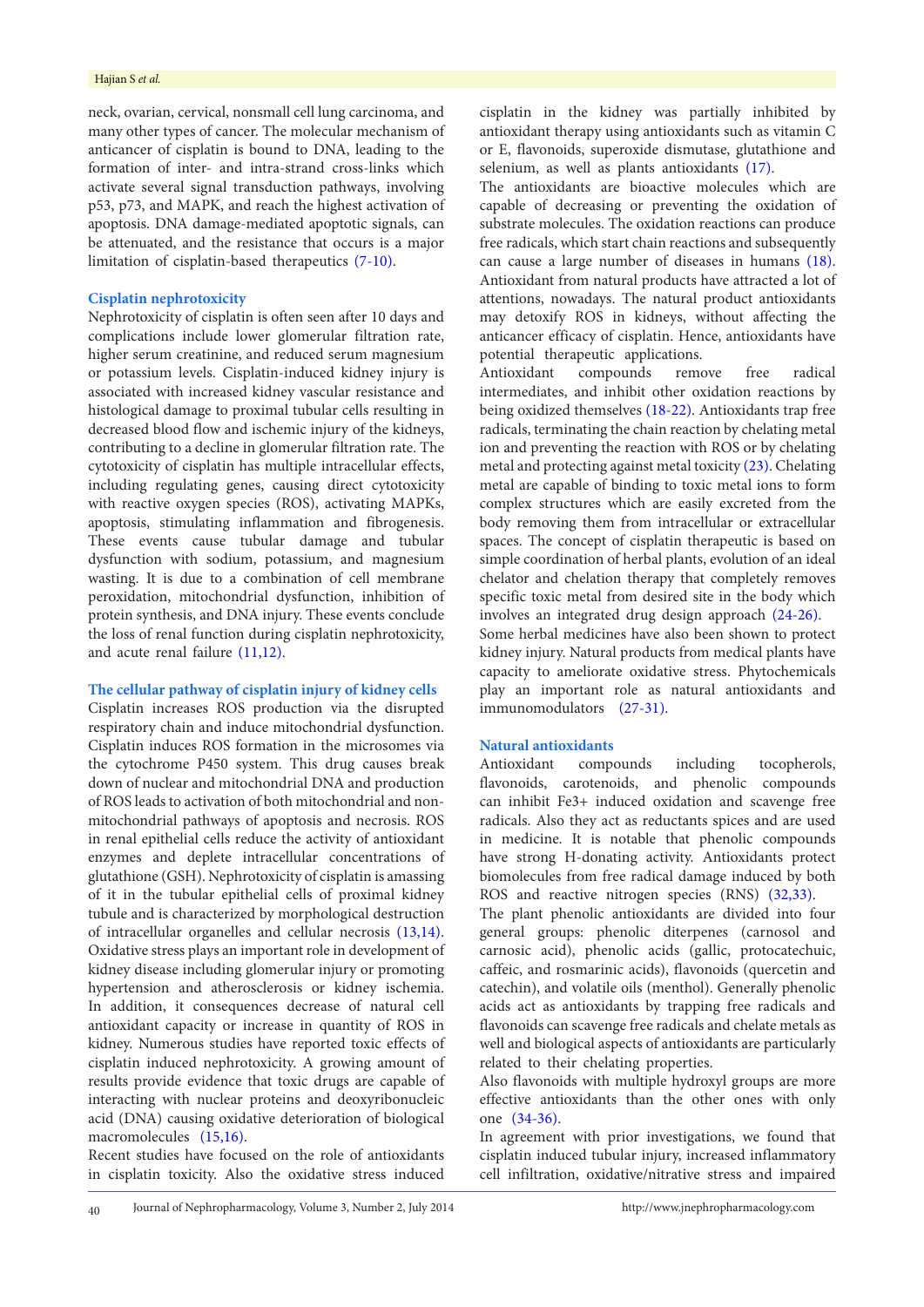neck, ovarian, cervical, nonsmall cell lung carcinoma, and many other types of cancer. The molecular mechanism of anticancer of cisplatin is bound to DNA, leading to the formation of inter- and intra-strand cross-links which activate several signal transduction pathways, involving p53, p73, and MAPK, and reach the highest activation of apoptosis. DNA damage-mediated apoptotic signals, can be attenuated, and the resistance that occurs is a major limitation of cisplatin-based therapeutics (7-10).

### Cisplatin nephrotoxicity

Nephrotoxicity of cisplatin is often seen after 10 days and complications include lower glomerular filtration rate, higher serum creatinine, and reduced serum magnesium or potassium levels. Cisplatin-induced kidney injury is associated with increased kidney vascular resistance and histological damage to proximal tubular cells resulting in decreased blood flow and ischemic injury of the kidneys, contributing to a decline in glomerular filtration rate. The cytotoxicity of cisplatin has multiple intracellular effects, including regulating genes, causing direct cytotoxicity with reactive oxygen species (ROS), activating MAPKs, apoptosis, stimulating inflammation and fibrogenesis. These events cause tubular damage and tubular dysfunction with sodium, potassium, and magnesium wasting. It is due to a combination of cell membrane peroxidation, mitochondrial dysfunction, inhibition of protein synthesis, and DNA injury. These events conclude the loss of renal function during cisplatin nephrotoxicity, and acute renal failure (11,12).

### The cellular pathway of cisplatin injury of kidney cells

Cisplatin increases ROS production via the disrupted respiratory chain and induce mitochondrial dysfunction. Cisplatin induces ROS formation in the microsomes via the cytochrome P450 system. This drug causes break down of nuclear and mitochondrial DNA and production of ROS leads to activation of both mitochondrial and non-mitochondrial pathways of apoptosis and necrosis. ROS in renal epithelial cells reduce the activity of antioxidant enzymes and deplete intracellular concentrations of glutathione (GSH). Nephrotoxicity of cisplatin is amassing of it in the tubular epithelial cells of proximal kidney tubule and is characterized by morphological destruction of intracellular organelles and cellular necrosis (13,14). Oxidative stress plays an important role in development of kidney disease including glomerular injury or promoting hypertension and atherosclerosis or kidney ischemia. In addition, it consequences decrease of natural cell antioxidant capacity or increase in quantity of ROS in kidney. Numerous studies have reported toxic effects of cisplatin induced nephrotoxicity. A growing amount of results provide evidence that toxic drugs are capable of interacting with nuclear proteins and deoxyribonucleic acid (DNA) causing oxidative deterioration of biological macromolecules (15,16).

Recent studies have focused on the role of antioxidants in cisplatin toxicity. Also the oxidative stress induced cisplatin in the kidney was partially inhibited by antioxidant therapy using antioxidants such as vitamin C or E, flavonoids, superoxide dismutase, glutathione and selenium, as well as plants antioxidants (17).

The antioxidants are bioactive molecules which are capable of decreasing or preventing the oxidation of substrate molecules. The oxidation reactions can produce free radicals, which start chain reactions and subsequently can cause a large number of diseases in humans (18). Antioxidant from natural products have attracted a lot of attentions, nowadays. The natural product antioxidants may detoxify ROS in kidneys, without affecting the anticancer efficacy of cisplatin. Hence, antioxidants have potential therapeutic applications.

Antioxidant compounds remove free radical intermediates, and inhibit other oxidation reactions by being oxidized themselves (18-22). Antioxidants trap free radicals, terminating the chain reaction by chelating metal ion and preventing the reaction with ROS or by chelating metal and protecting against metal toxicity (23). Chelating metal are capable of binding to toxic metal ions to form complex structures which are easily excreted from the body removing them from intracellular or extracellular spaces. The concept of cisplatin therapeutic is based on simple coordination of herbal plants, evolution of an ideal chelator and chelation therapy that completely removes specific toxic metal from desired site in the body which involves an integrated drug design approach (24-26).

Some herbal medicines have also been shown to protect kidney injury. Natural products from medical plants have capacity to ameliorate oxidative stress. Phytochemicals play an important role as natural antioxidants and immunomodulators (27-31).

### Natural antioxidants

Antioxidant compounds including tocopherols, flavonoids, carotenoids, and phenolic compounds can inhibit $Fe^{3+}$ induced oxidation and scavenge free radicals. Also they act as reductants spices and are used in medicine. It is notable that phenolic compounds have strong H-donating activity. Antioxidants protect biomolecules from free radical damage induced by both ROS and reactive nitrogen species (RNS) (32,33).

The plant phenolic antioxidants are divided into four general groups: phenolic diterpenes (carnosol and carnosic acid), phenolic acids (gallic, protocatechuic, caffeic, and rosmarinic acids), flavonoids (quercetin and catechin), and volatile oils (menthol). Generally phenolic acids act as antioxidants by trapping free radicals and flavonoids can scavenge free radicals and chelate metals as well and biological aspects of antioxidants are particularly related to their chelating properties.

Also flavonoids with multiple hydroxyl groups are more effective antioxidants than the other ones with only one (34-36).

In agreement with prior investigations, we found that cisplatin induced tubular injury, increased inflammatory cell infiltration, oxidative/nitrative stress and impaired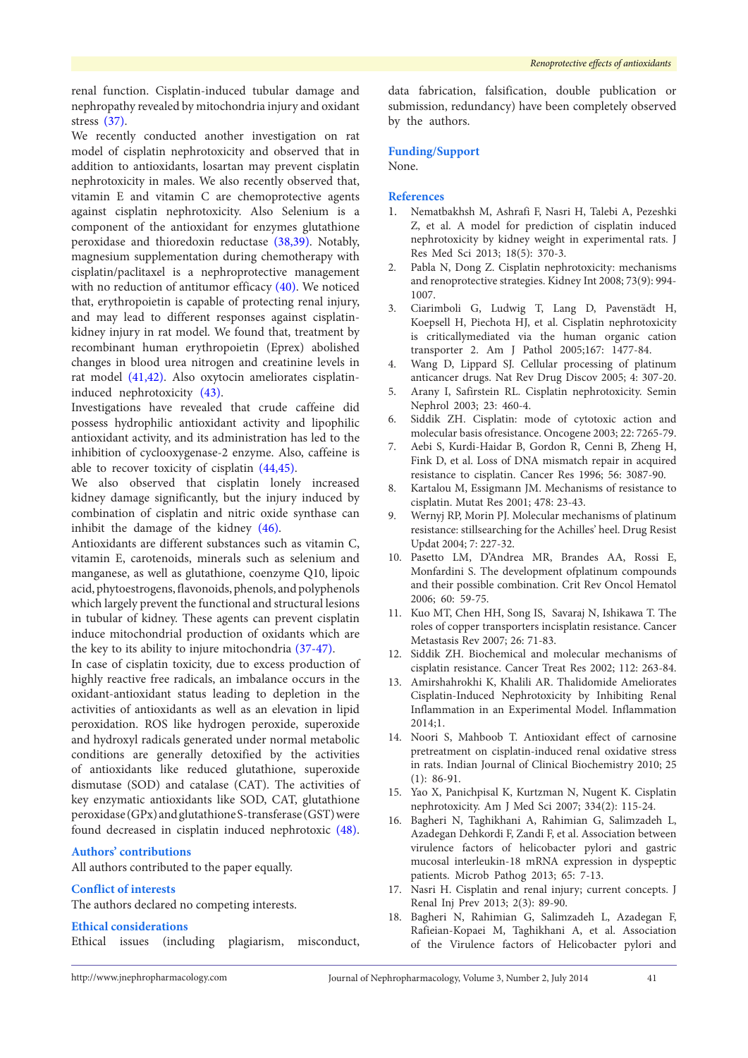renal function. Cisplatin-induced tubular damage and nephropathy revealed by mitochondria injury and oxidant stress (37).

We recently conducted another investigation on rat model of cisplatin nephrotoxicity and observed that in addition to antioxidants, losartan may prevent cisplatin nephrotoxicity in males. We also recently observed that, vitamin E and vitamin C are chemoprotective agents against cisplatin nephrotoxicity. Also Selenium is a component of the antioxidant for enzymes glutathione peroxidase and thioredoxin reductase (38,39). Notably, magnesium supplementation during chemotherapy with cisplatin/paclitaxel is a nephroprotective management with no reduction of antitumor efficacy (40). We noticed that, erythropoietin is capable of protecting renal injury, and may lead to different responses against cisplatin-kidney injury in rat model. We found that, treatment by recombinant human erythropoietin (Eprex) abolished changes in blood urea nitrogen and creatinine levels in rat model (41,42). Also oxytocin ameliorates cisplatin-induced nephrotoxicity (43).

Investigations have revealed that crude caffeine did possess hydrophilic antioxidant activity and lipophilic antioxidant activity, and its administration has led to the inhibition of cyclooxygenase-2 enzyme. Also, caffeine is able to recover toxicity of cisplatin (44,45).

We also observed that cisplatin lonely increased kidney damage significantly, but the injury induced by combination of cisplatin and nitric oxide synthase can inhibit the damage of the kidney (46).

Antioxidants are different substances such as vitamin C, vitamin E, carotenoids, minerals such as selenium and manganese, as well as glutathione, coenzyme Q10, lipoic acid, phytoestrogens, flavonoids, phenols, and polyphenols which largely prevent the functional and structural lesions in tubular of kidney. These agents can prevent cisplatin induce mitochondrial production of oxidants which are the key to its ability to injure mitochondria (37-47).

In case of cisplatin toxicity, due to excess production of highly reactive free radicals, an imbalance occurs in the oxidant-antioxidant status leading to depletion in the activities of antioxidants as well as an elevation in lipid peroxidation. ROS like hydrogen peroxide, superoxide and hydroxyl radicals generated under normal metabolic conditions are generally detoxified by the activities of antioxidants like reduced glutathione, superoxide dismutase (SOD) and catalase (CAT). The activities of key enzymatic antioxidants like SOD, CAT, glutathione peroxidase (GPx) and glutathione S-transferase (GST) were found decreased in cisplatin induced nephrotoxic (48).

## Authors' contributions

All authors contributed to the paper equally.

## Conflict of interests

The authors declared no competing interests.

## Ethical considerations

Ethical issues (including plagiarism, misconduct, data fabrication, falsification, double publication or submission, redundancy) have been completely observed by the authors.

## Funding/Support

None.

## References

1. Nematbakhsh M, Ashrafi F, Nasri H, Talebi A, Pezeshki Z, et al. A model for prediction of cisplatin induced nephrotoxicity by kidney weight in experimental rats. J Res Med Sci 2013; 18(5): 370-3.
2. Pabla N, Dong Z. Cisplatin nephrotoxicity: mechanisms and renoprotective strategies. Kidney Int 2008; 73(9): 994-1007.
3. Ciarimboli G, Ludwig T, Lang D, Pavenstädt H, Koepsell H, Piechota HJ, et al. Cisplatin nephrotoxicity is criticallymediated via the human organic cation transporter 2. Am J Pathol 2005;167: 1477-84.
4. Wang D, Lippard SJ. Cellular processing of platinum anticancer drugs. Nat Rev Drug Discov 2005; 4: 307-20.
5. Arany I, Safirstein RL. Cisplatin nephrotoxicity. Semin Nephrol 2003; 23: 460-4.
6. Siddik ZH. Cisplatin: mode of cytotoxic action and molecular basis ofresistance. Oncogene 2003; 22: 7265-79.
7. Aebi S, Kurdi-Haidar B, Gordon R, Cenni B, Zheng H, Fink D, et al. Loss of DNA mismatch repair in acquired resistance to cisplatin. Cancer Res 1996; 56: 3087-90.
8. Kartalou M, Essigmann JM. Mechanisms of resistance to cisplatin. Mutat Res 2001; 478: 23-43.
9. Wernyj RP, Morin PJ. Molecular mechanisms of platinum resistance: stillsearching for the Achilles' heel. Drug Resist Updat 2004; 7: 227-32.
10. Pasetto LM, D'Andrea MR, Brandes AA, Rossi E, Monfardini S. The development ofplatinum compounds and their possible combination. Crit Rev Oncol Hematol 2006; 60: 59-75.
11. Kuo MT, Chen HH, Song IS, Savaraj N, Ishikawa T. The roles of copper transporters incisplatin resistance. Cancer Metastasis Rev 2007; 26: 71-83.
12. Siddik ZH. Biochemical and molecular mechanisms of cisplatin resistance. Cancer Treat Res 2002; 112: 263-84.
13. Amirshahrokhi K, Khalili AR. Thalidomide Ameliorates Cisplatin-Induced Nephrotoxicity by Inhibiting Renal Inflammation in an Experimental Model. Inflammation 2014;1.
14. Noori S, Mahboob T. Antioxidant effect of carnosine pretreatment on cisplatin-induced renal oxidative stress in rats. Indian Journal of Clinical Biochemistry 2010; 25 (1): 86-91.
15. Yao X, Panichpisal K, Kurtzman N, Nugent K. Cisplatin nephrotoxicity. Am J Med Sci 2007; 334(2): 115-24.
16. Bagheri N, Taghikhani A, Rahimian G, Salimzadeh L, Azadegan Dehkordi F, Zandi F, et al. Association between virulence factors of helicobacter pylori and gastric mucosal interleukin-18 mRNA expression in dyspeptic patients. Microb Pathog 2013; 65: 7-13.
17. Nasri H. Cisplatin and renal injury; current concepts. J Renal Inj Prev 2013; 2(3): 89-90.
18. Bagheri N, Rahimian G, Salimzadeh L, Azadegan F, Rafieian-Kopaei M, Taghikhani A, et al. Association of the Virulence factors of Helicobacter pylori and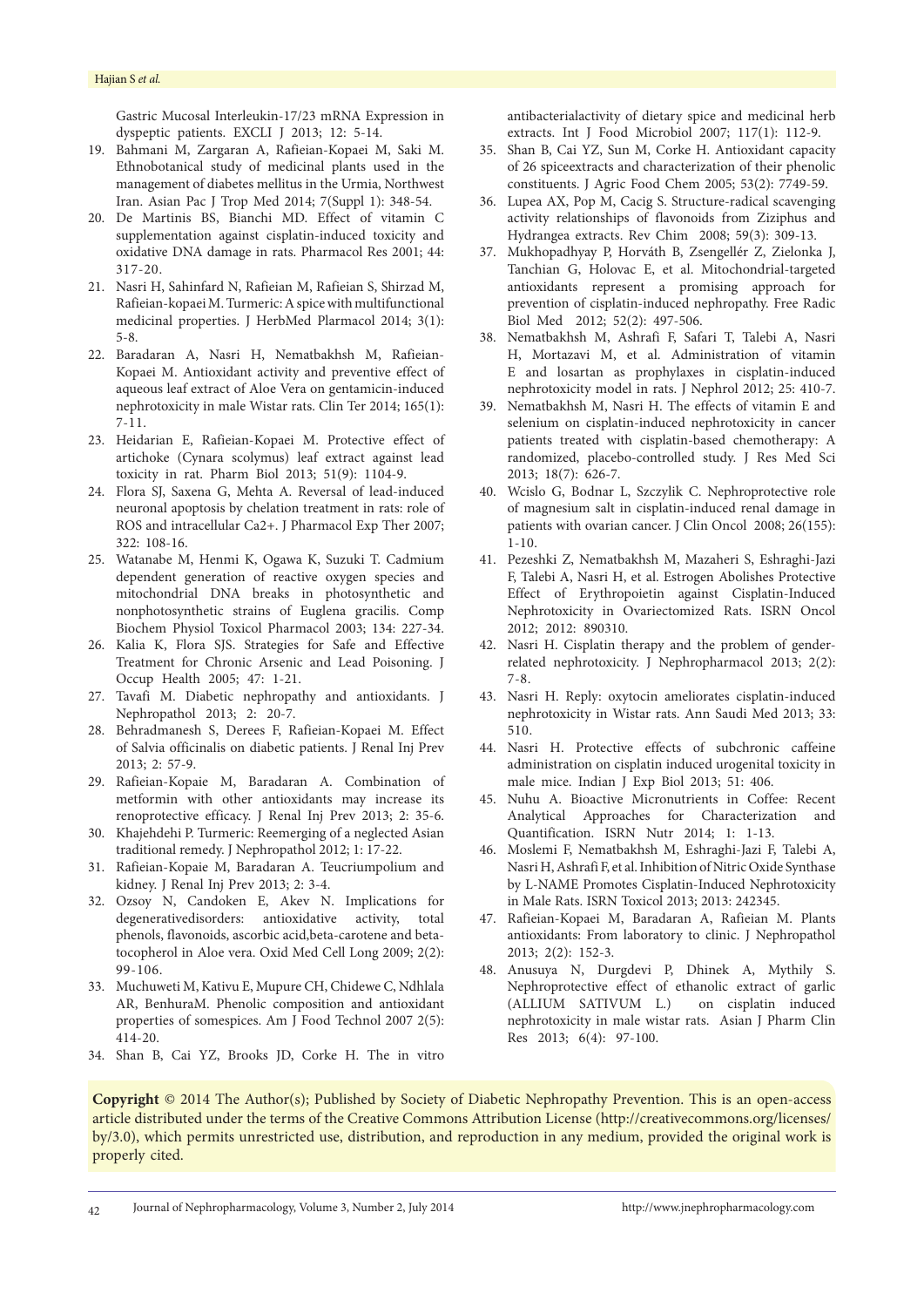Gastric Mucosal Interleukin-17/23 mRNA Expression in dyspeptic patients. EXCLI J 2013; 12: 5-14.

19. Bahmani M, Zargaran A, Rafieian-Kopaei M, Saki M. Ethnobotanical study of medicinal plants used in the management of diabetes mellitus in the Urmia, Northwest Iran. Asian Pac J Trop Med 2014; 7(Suppl 1): 348-54.
20. De Martinis BS, Bianchi MD. Effect of vitamin C supplementation against cisplatin-induced toxicity and oxidative DNA damage in rats. Pharmacol Res 2001; 44: 317-20.
21. Nasri H, Sahinfard N, Rafieian M, Rafieian S, Shirzad M, Rafieian-kopaei M. Turmeric: A spice with multifunctional medicinal properties. J HerbMed Plarmacol 2014; 3(1): 5-8.
22. Baradaran A, Nasri H, Nematbakhsh M, Rafieian-Kopaei M. Antioxidant activity and preventive effect of aqueous leaf extract of Aloe Vera on gentamicin-induced nephrotoxicity in male Wistar rats. Clin Ter 2014; 165(1): 7-11.
23. Heidarian E, Rafieian-Kopaei M. Protective effect of artichoke (Cynara scolymus) leaf extract against lead toxicity in rat. Pharm Biol 2013; 51(9): 1104-9.
24. Flora SJ, Saxena G, Mehta A. Reversal of lead-induced neuronal apoptosis by chelation treatment in rats: role of ROS and intracellular Ca2+. J Pharmacol Exp Ther 2007; 322: 108-16.
25. Watanabe M, Henmi K, Ogawa K, Suzuki T. Cadmium dependent generation of reactive oxygen species and mitochondrial DNA breaks in photosynthetic and nonphotosynthetic strains of Euglena gracilis. Comp Biochem Physiol Toxicol Pharmacol 2003; 134: 227-34.
26. Kalia K, Flora SJS. Strategies for Safe and Effective Treatment for Chronic Arsenic and Lead Poisoning. J Occup Health 2005; 47: 1-21.
27. Tavafi M. Diabetic nephropathy and antioxidants. J Nephropathol 2013; 2: 20-7.
28. Behradmanesh S, Derees F, Rafieian-Kopaei M. Effect of Salvia officinalis on diabetic patients. J Renal Inj Prev 2013; 2: 57-9.
29. Rafieian-Kopaie M, Baradaran A. Combination of metformin with other antioxidants may increase its renoprotective efficacy. J Renal Inj Prev 2013; 2: 35-6.
30. Khajehdehi P. Turmeric: Reemerging of a neglected Asian traditional remedy. J Nephropathol 2012; 1: 17-22.
31. Rafieian-Kopaie M, Baradaran A. Teucriumpolium and kidney. J Renal Inj Prev 2013; 2: 3-4.
32. Ozsoy N, Candoken E, Akev N. Implications for degenerativedisorders: antioxidative activity, total phenols, flavonoids, ascorbic acid,beta-carotene and beta-tocopherol in Aloe vera. Oxid Med Cell Long 2009; 2(2): 99-106.
33. Muchuweti M, Kativu E, Mupure CH, Chidewe C, Ndhlala AR, BenhuraM. Phenolic composition and antioxidant properties of somespices. Am J Food Technol 2007 2(5): 414-20.
34. Shan B, Cai YZ, Brooks JD, Corke H. The in vitro antibacterialactivity of dietary spice and medicinal herb extracts. Int J Food Microbiol 2007; 117(1): 112-9.
35. Shan B, Cai YZ, Sun M, Corke H. Antioxidant capacity of 26 spiceextracts and characterization of their phenolic constituents. J Agric Food Chem 2005; 53(2): 7749-59.
36. Lupea AX, Pop M, Cacig S. Structure-radical scavenging activity relationships of flavonoids from Ziziphus and Hydrangea extracts. Rev Chim 2008; 59(3): 309-13.
37. Mukhopadhyay P, Horváth B, Zsengellér Z, Zielonka J, Tanchian G, Holovac E, et al. Mitochondrial-targeted antioxidants represent a promising approach for prevention of cisplatin-induced nephropathy. Free Radic Biol Med 2012; 52(2): 497-506.
38. Nematbakhsh M, Ashrafi F, Safari T, Talebi A, Nasri H, Mortazavi M, et al. Administration of vitamin E and losartan as prophylaxes in cisplatin-induced nephrotoxicity model in rats. J Nephrol 2012; 25: 410-7.
39. Nematbakhsh M, Nasri H. The effects of vitamin E and selenium on cisplatin-induced nephrotoxicity in cancer patients treated with cisplatin-based chemotherapy: A randomized, placebo-controlled study. J Res Med Sci 2013; 18(7): 626-7.
40. Wcislo G, Bodnar L, Szczylik C. Nephroprotective role of magnesium salt in cisplatin-induced renal damage in patients with ovarian cancer. J Clin Oncol 2008; 26(155): 1-10.
41. Pezeshki Z, Nematbakhsh M, Mazaheri S, Eshraghi-Jazi F, Talebi A, Nasri H, et al. Estrogen Abolishes Protective Effect of Erythropoietin against Cisplatin-Induced Nephrotoxicity in Ovariectomized Rats. ISRN Oncol 2012; 2012: 890310.
42. Nasri H. Cisplatin therapy and the problem of gender-related nephrotoxicity. J Nephropharmacol 2013; 2(2): 7-8.
43. Nasri H. Reply: oxytocin ameliorates cisplatin-induced nephrotoxicity in Wistar rats. Ann Saudi Med 2013; 33: 510.
44. Nasri H. Protective effects of subchronic caffeine administration on cisplatin induced urogenital toxicity in male mice. Indian J Exp Biol 2013; 51: 406.
45. Nuhu A. Bioactive Micronutrients in Coffee: Recent Analytical Approaches for Characterization and Quantification. ISRN Nutr 2014; 1: 1-13.
46. Moslemi F, Nematbakhsh M, Eshraghi-Jazi F, Talebi A, Nasri H, Ashrafi F, et al. Inhibition of Nitric Oxide Synthase by L-NAME Promotes Cisplatin-Induced Nephrotoxicity in Male Rats. ISRN Toxicol 2013; 2013: 242345.
47. Rafieian-Kopaei M, Baradaran A, Rafieian M. Plants antioxidants: From laboratory to clinic. J Nephropathol 2013; 2(2): 152-3.
48. Anusuya N, Durgdevi P, Dhinek A, Mythily S. Nephroprotective effect of ethanolic extract of garlic (ALLIUM SATIVUM L.) on cisplatin induced nephrotoxicity in male wistar rats. Asian J Pharm Clin Res 2013; 6(4): 97-100.

**Copyright** © 2014 The Author(s); Published by Society of Diabetic Nephropathy Prevention. This is an open-access article distributed under the terms of the Creative Commons Attribution License (http://creativecommons.org/licenses/by/3.0), which permits unrestricted use, distribution, and reproduction in any medium, provided the original work is properly cited.